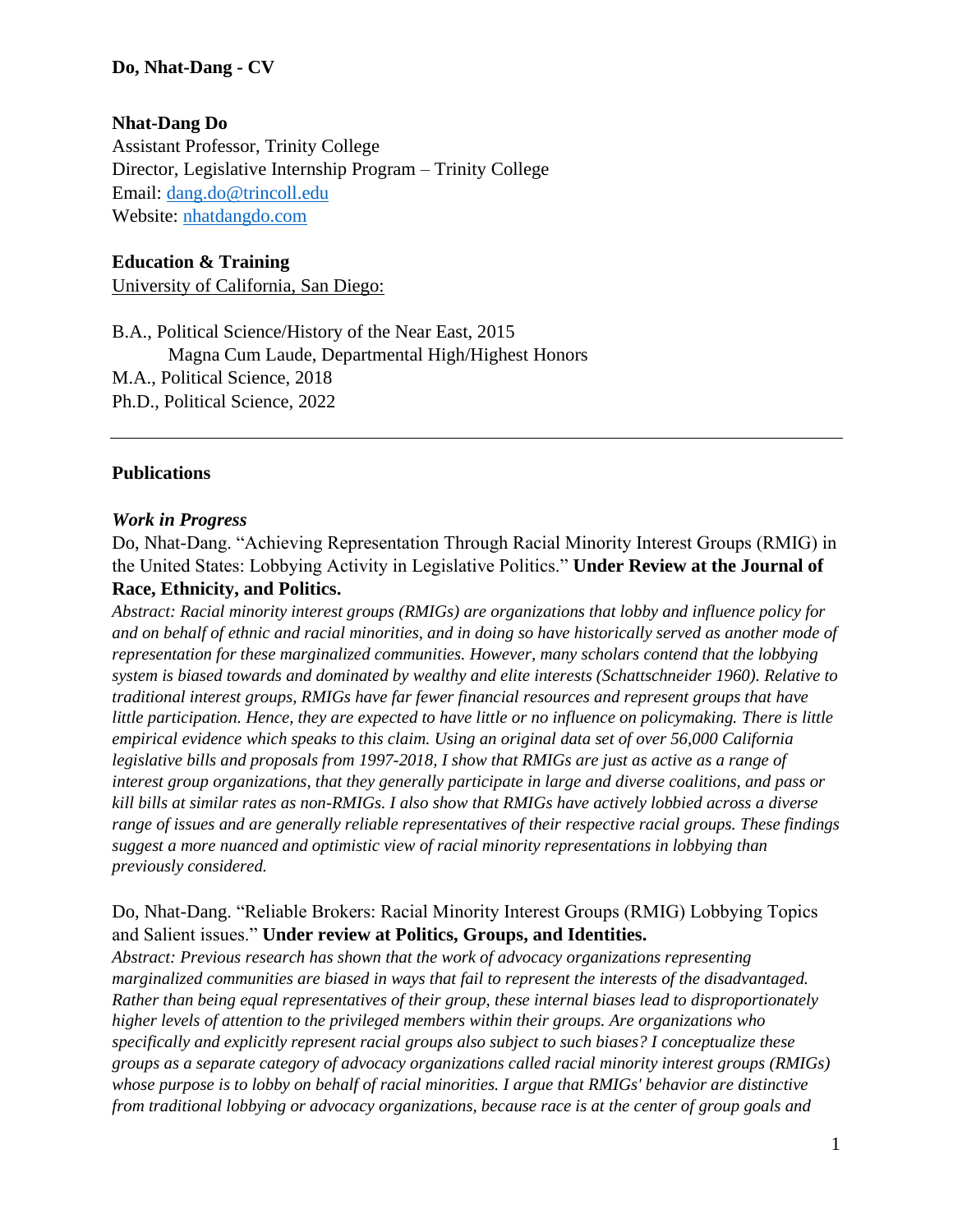**Do, Nhat-Dang - CV**

**Nhat-Dang Do**
Assistant Professor, Trinity College
Director, Legislative Internship Program – Trinity College
Email: [dang.do@trincoll.edu](mailto:dang.do@trincoll.edu)
Website: [nhatdangdo.com](http://nhatdangdo.com)

## Education & Training

University of California, San Diego:

B.A., Political Science/History of the Near East, 2015
Magna Cum Laude, Departmental High/Highest Honors
M.A., Political Science, 2018
Ph.D., Political Science, 2022

---

## Publications

### *Work in Progress*

Do, Nhat-Dang. "Achieving Representation Through Racial Minority Interest Groups (RMIG) in the United States: Lobbying Activity in Legislative Politics." **Under Review at the Journal of Race, Ethnicity, and Politics.**

*Abstract: Racial minority interest groups (RMIGs) are organizations that lobby and influence policy for and on behalf of ethnic and racial minorities, and in doing so have historically served as another mode of representation for these marginalized communities. However, many scholars contend that the lobbying system is biased towards and dominated by wealthy and elite interests (Schattschneider 1960). Relative to traditional interest groups, RMIGs have far fewer financial resources and represent groups that have little participation. Hence, they are expected to have little or no influence on policymaking. There is little empirical evidence which speaks to this claim. Using an original data set of over 56,000 California legislative bills and proposals from 1997-2018, I show that RMIGs are just as active as a range of interest group organizations, that they generally participate in large and diverse coalitions, and pass or kill bills at similar rates as non-RMIGs. I also show that RMIGs have actively lobbied across a diverse range of issues and are generally reliable representatives of their respective racial groups. These findings suggest a more nuanced and optimistic view of racial minority representations in lobbying than previously considered.*

Do, Nhat-Dang. "Reliable Brokers: Racial Minority Interest Groups (RMIG) Lobbying Topics and Salient issues." **Under review at Politics, Groups, and Identities.**

*Abstract: Previous research has shown that the work of advocacy organizations representing marginalized communities are biased in ways that fail to represent the interests of the disadvantaged. Rather than being equal representatives of their group, these internal biases lead to disproportionately higher levels of attention to the privileged members within their groups. Are organizations who specifically and explicitly represent racial groups also subject to such biases? I conceptualize these groups as a separate category of advocacy organizations called racial minority interest groups (RMIGs) whose purpose is to lobby on behalf of racial minorities. I argue that RMIGs' behavior are distinctive from traditional lobbying or advocacy organizations, because race is at the center of group goals and*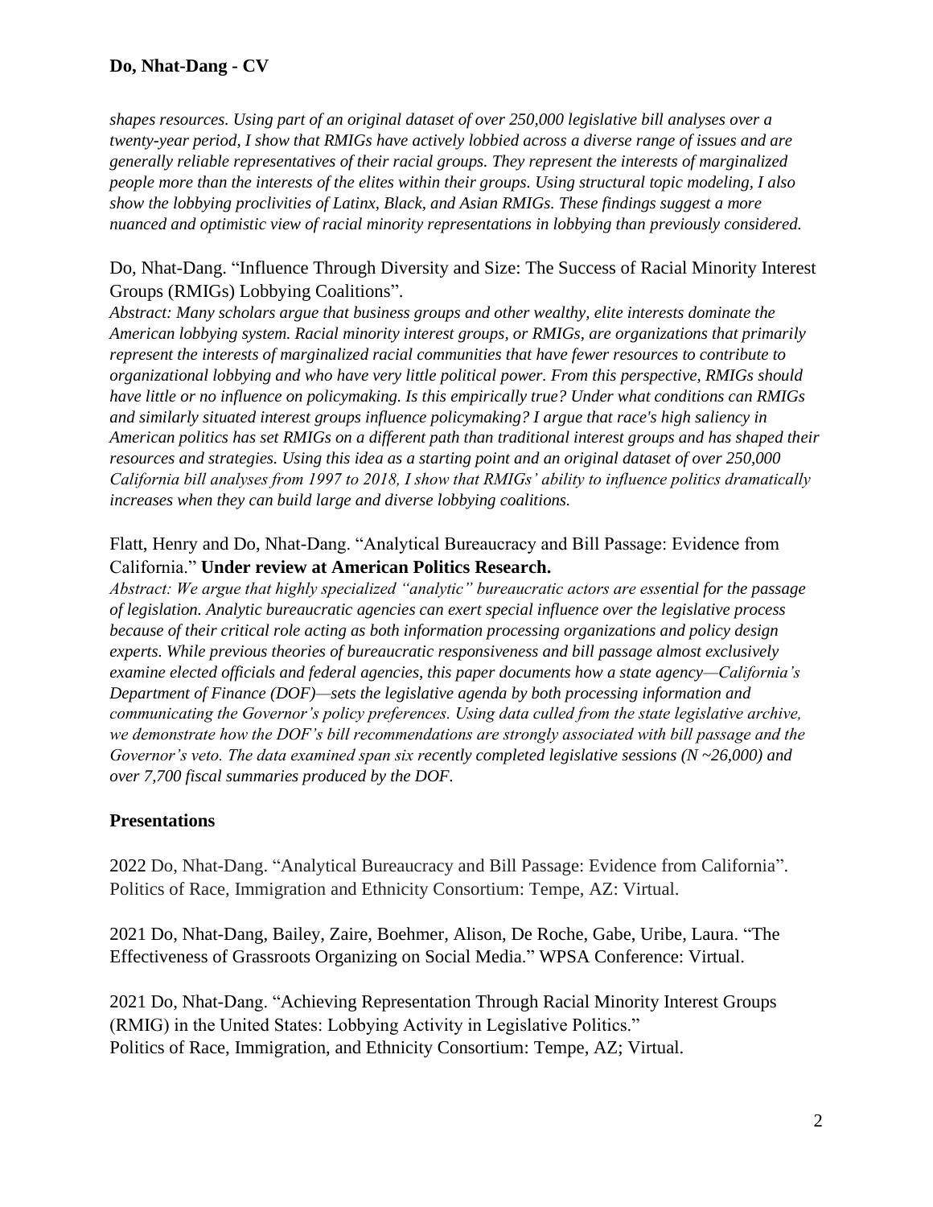*shapes resources. Using part of an original dataset of over 250,000 legislative bill analyses over a twenty-year period, I show that RMIGs have actively lobbied across a diverse range of issues and are generally reliable representatives of their racial groups. They represent the interests of marginalized people more than the interests of the elites within their groups. Using structural topic modeling, I also show the lobbying proclivities of Latinx, Black, and Asian RMIGs. These findings suggest a more nuanced and optimistic view of racial minority representations in lobbying than previously considered.*

Do, Nhat-Dang. "Influence Through Diversity and Size: The Success of Racial Minority Interest Groups (RMIGs) Lobbying Coalitions".

*Abstract: Many scholars argue that business groups and other wealthy, elite interests dominate the American lobbying system. Racial minority interest groups, or RMIGs, are organizations that primarily represent the interests of marginalized racial communities that have fewer resources to contribute to organizational lobbying and who have very little political power. From this perspective, RMIGs should have little or no influence on policymaking. Is this empirically true? Under what conditions can RMIGs and similarly situated interest groups influence policymaking? I argue that race's high saliency in American politics has set RMIGs on a different path than traditional interest groups and has shaped their resources and strategies. Using this idea as a starting point and an original dataset of over 250,000 California bill analyses from 1997 to 2018, I show that RMIGs' ability to influence politics dramatically increases when they can build large and diverse lobbying coalitions.*

Flatt, Henry and Do, Nhat-Dang. "Analytical Bureaucracy and Bill Passage: Evidence from California." **Under review at American Politics Research.**

*Abstract: We argue that highly specialized "analytic" bureaucratic actors are essential for the passage of legislation. Analytic bureaucratic agencies can exert special influence over the legislative process because of their critical role acting as both information processing organizations and policy design experts. While previous theories of bureaucratic responsiveness and bill passage almost exclusively examine elected officials and federal agencies, this paper documents how a state agency—California's Department of Finance (DOF)—sets the legislative agenda by both processing information and communicating the Governor's policy preferences. Using data culled from the state legislative archive, we demonstrate how the DOF's bill recommendations are strongly associated with bill passage and the Governor's veto. The data examined span six recently completed legislative sessions (N ~26,000) and over 7,700 fiscal summaries produced by the DOF.*

## Presentations

2022 Do, Nhat-Dang. "Analytical Bureaucracy and Bill Passage: Evidence from California". Politics of Race, Immigration and Ethnicity Consortium: Tempe, AZ: Virtual.

2021 Do, Nhat-Dang, Bailey, Zaire, Boehmer, Alison, De Roche, Gabe, Uribe, Laura. "The Effectiveness of Grassroots Organizing on Social Media." WPSA Conference: Virtual.

2021 Do, Nhat-Dang. "Achieving Representation Through Racial Minority Interest Groups (RMIG) in the United States: Lobbying Activity in Legislative Politics."
Politics of Race, Immigration, and Ethnicity Consortium: Tempe, AZ; Virtual.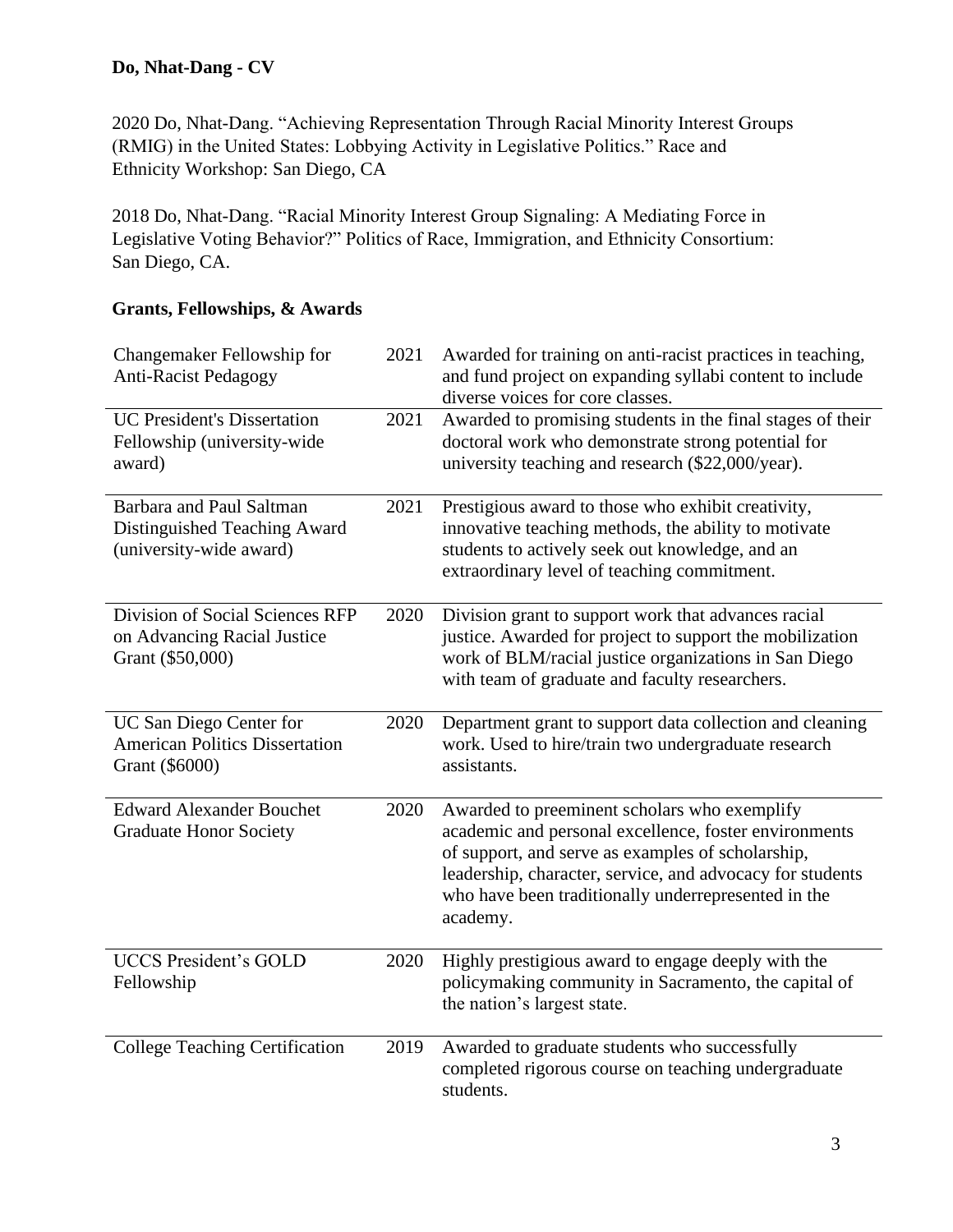2020 Do, Nhat-Dang. "Achieving Representation Through Racial Minority Interest Groups (RMIG) in the United States: Lobbying Activity in Legislative Politics." Race and Ethnicity Workshop: San Diego, CA

2018 Do, Nhat-Dang. "Racial Minority Interest Group Signaling: A Mediating Force in Legislative Voting Behavior?" Politics of Race, Immigration, and Ethnicity Consortium: San Diego, CA.

## Grants, Fellowships, & Awards

| | | |
|---|---|---|
| Changemaker Fellowship for Anti-Racist Pedagogy | 2021 | Awarded for training on anti-racist practices in teaching, and fund project on expanding syllabi content to include diverse voices for core classes. |
| UC President's Dissertation Fellowship (university-wide award) | 2021 | Awarded to promising students in the final stages of their doctoral work who demonstrate strong potential for university teaching and research ($22,000/year). |
| Barbara and Paul Saltman Distinguished Teaching Award (university-wide award) | 2021 | Prestigious award to those who exhibit creativity, innovative teaching methods, the ability to motivate students to actively seek out knowledge, and an extraordinary level of teaching commitment. |
| Division of Social Sciences RFP on Advancing Racial Justice Grant ($50,000) | 2020 | Division grant to support work that advances racial justice. Awarded for project to support the mobilization work of BLM/racial justice organizations in San Diego with team of graduate and faculty researchers. |
| UC San Diego Center for American Politics Dissertation Grant ($6000) | 2020 | Department grant to support data collection and cleaning work. Used to hire/train two undergraduate research assistants. |
| Edward Alexander Bouchet Graduate Honor Society | 2020 | Awarded to preeminent scholars who exemplify academic and personal excellence, foster environments of support, and serve as examples of scholarship, leadership, character, service, and advocacy for students who have been traditionally underrepresented in the academy. |
| UCCS President's GOLD Fellowship | 2020 | Highly prestigious award to engage deeply with the policymaking community in Sacramento, the capital of the nation's largest state. |
| College Teaching Certification | 2019 | Awarded to graduate students who successfully completed rigorous course on teaching undergraduate students. |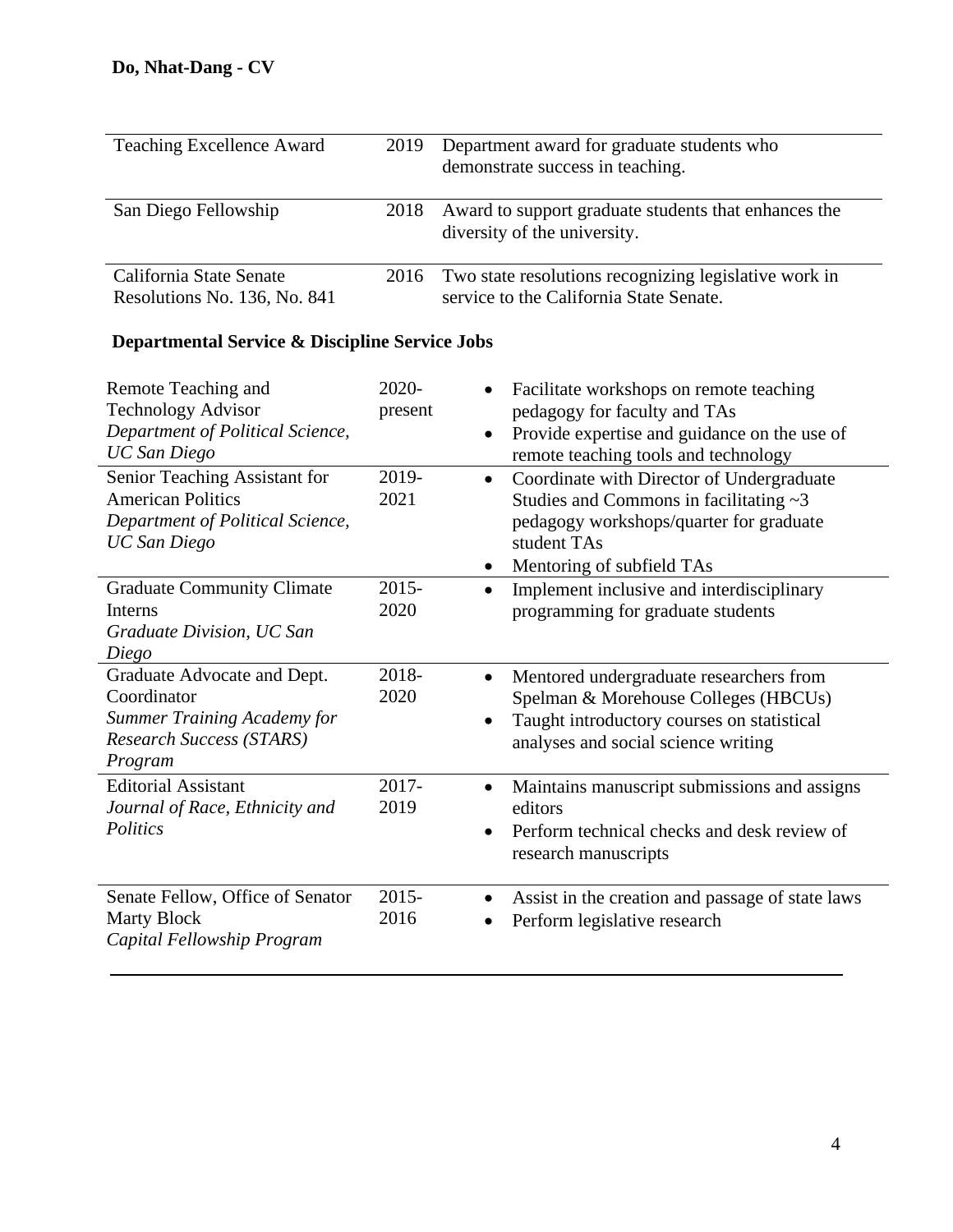| | | |
|---|---|---|
| Teaching Excellence Award | 2019 | Department award for graduate students who demonstrate success in teaching. |
| San Diego Fellowship | 2018 | Award to support graduate students that enhances the diversity of the university. |
| California State Senate Resolutions No. 136, No. 841 | 2016 | Two state resolutions recognizing legislative work in service to the California State Senate. |

## Departmental Service & Discipline Service Jobs

| | | |
|---|---|---|
| Remote Teaching and Technology Advisor<br>*Department of Political Science, UC San Diego* | 2020-present | • Facilitate workshops on remote teaching pedagogy for faculty and TAs<br>• Provide expertise and guidance on the use of remote teaching tools and technology |
| Senior Teaching Assistant for American Politics<br>*Department of Political Science, UC San Diego* | 2019-2021 | • Coordinate with Director of Undergraduate Studies and Commons in facilitating ~3 pedagogy workshops/quarter for graduate student TAs<br>• Mentoring of subfield TAs |
| Graduate Community Climate Interns<br>*Graduate Division, UC San Diego* | 2015-2020 | • Implement inclusive and interdisciplinary programming for graduate students |
| Graduate Advocate and Dept. Coordinator<br>*Summer Training Academy for Research Success (STARS) Program* | 2018-2020 | • Mentored undergraduate researchers from Spelman & Morehouse Colleges (HBCUs)<br>• Taught introductory courses on statistical analyses and social science writing |
| Editorial Assistant<br>*Journal of Race, Ethnicity and Politics* | 2017-2019 | • Maintains manuscript submissions and assigns editors<br>• Perform technical checks and desk review of research manuscripts |
| Senate Fellow, Office of Senator Marty Block<br>*Capital Fellowship Program* | 2015-2016 | • Assist in the creation and passage of state laws<br>• Perform legislative research |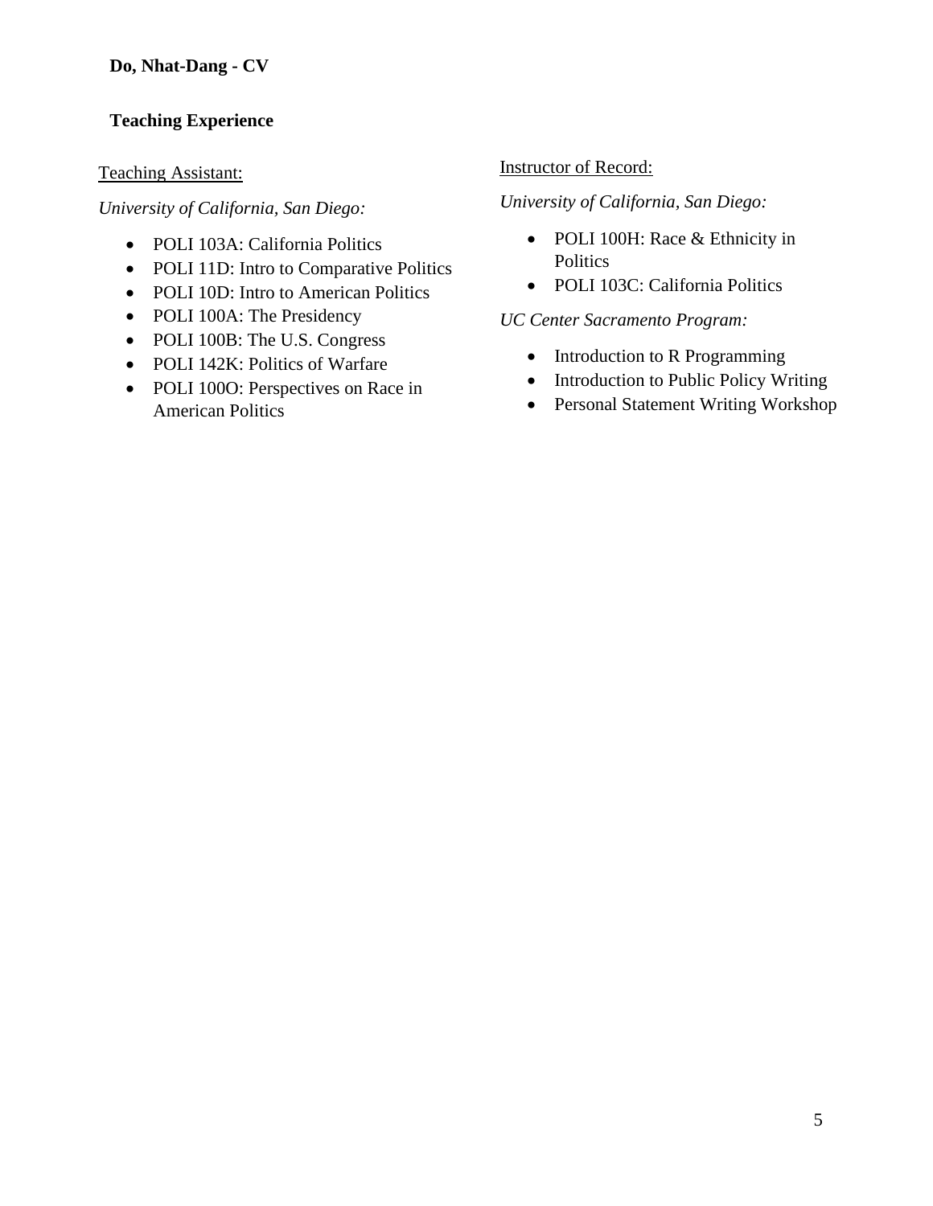## Teaching Experience

Teaching Assistant:

*University of California, San Diego:*

- POLI 103A: California Politics
- POLI 11D: Intro to Comparative Politics
- POLI 10D: Intro to American Politics
- POLI 100A: The Presidency
- POLI 100B: The U.S. Congress
- POLI 142K: Politics of Warfare
- POLI 100O: Perspectives on Race in American Politics

Instructor of Record:

*University of California, San Diego:*

- POLI 100H: Race & Ethnicity in Politics
- POLI 103C: California Politics

*UC Center Sacramento Program:*

- Introduction to R Programming
- Introduction to Public Policy Writing
- Personal Statement Writing Workshop